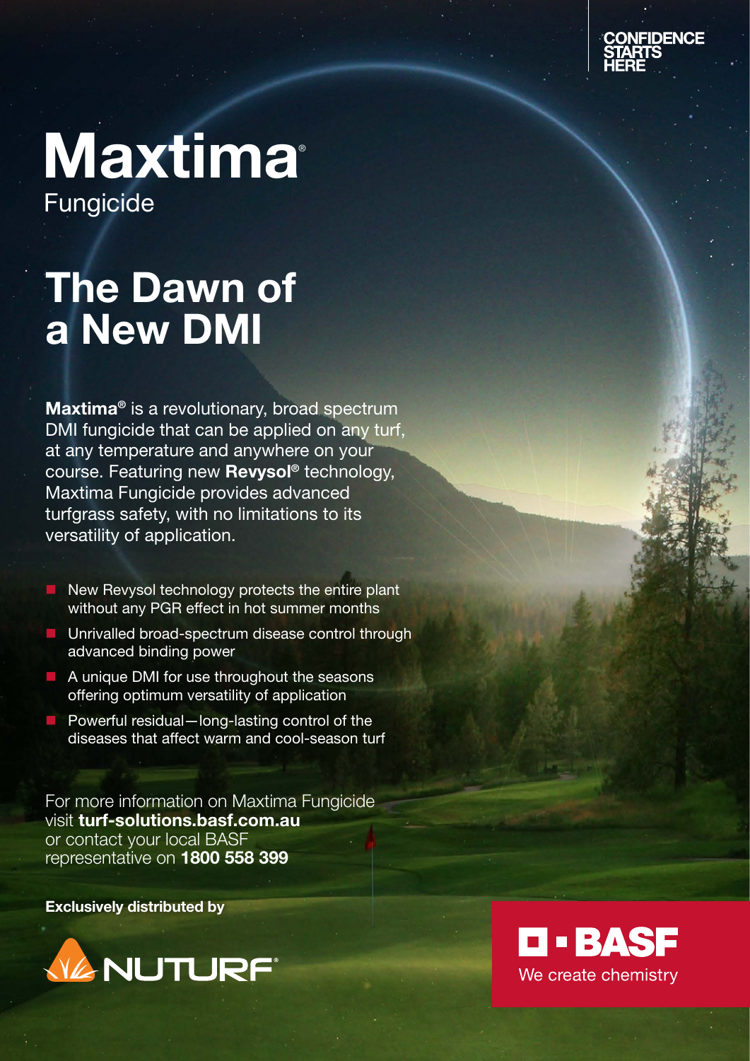CONFIDENCE STARTS HERE

# Maxtima®

Fungicide

## The Dawn of a New DMI

**Maxtima®** is a revolutionary, broad spectrum DMI fungicide that can be applied on any turf, at any temperature and anywhere on your course. Featuring new **Revysol®** technology, Maxtima Fungicide provides advanced turfgrass safety, with no limitations to its versatility of application.

- New Revysol technology protects the entire plant without any PGR effect in hot summer months
- Unrivalled broad-spectrum disease control through advanced binding power
- A unique DMI for use throughout the seasons offering optimum versatility of application
- Powerful residual—long-lasting control of the diseases that affect warm and cool-season turf

For more information on Maxtima Fungicide visit **turf-solutions.basf.com.au** or contact your local BASF representative on **1800 558 399**

**Exclusively distributed by**

NUTURF®

BASF

We create chemistry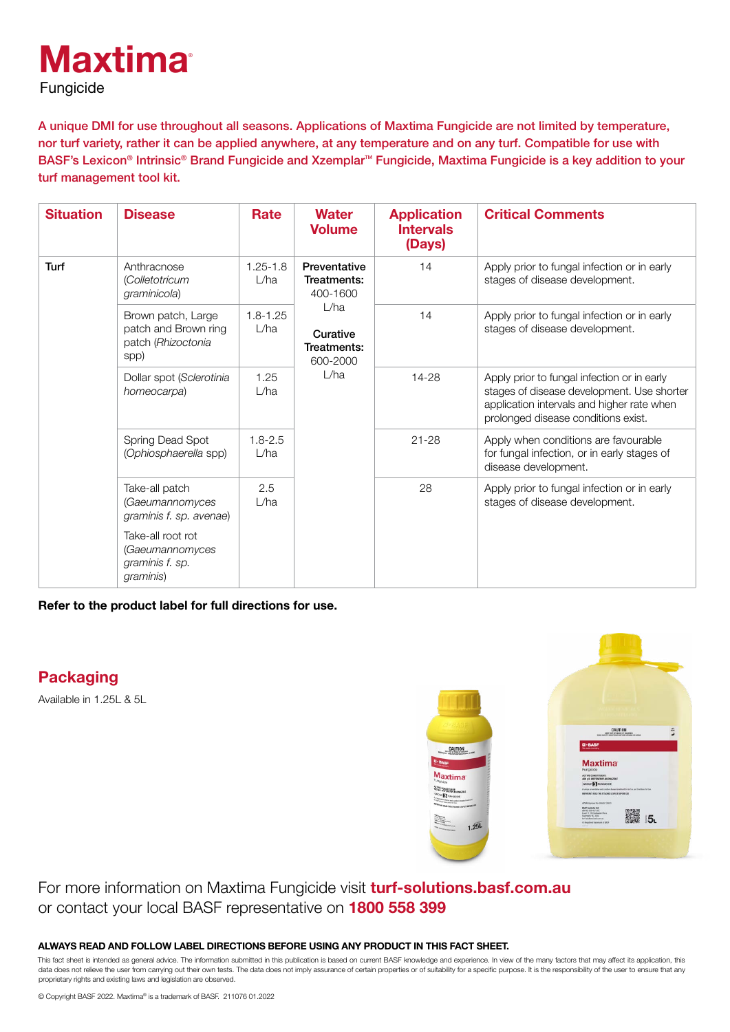# Maxtima®

Fungicide

A unique DMI for use throughout all seasons. Applications of Maxtima Fungicide are not limited by temperature, nor turf variety, rather it can be applied anywhere, at any temperature and on any turf. Compatible for use with BASF's Lexicon® Intrinsic® Brand Fungicide and Xzemplar™ Fungicide, Maxtima Fungicide is a key addition to your turf management tool kit.

| Situation | Disease | Rate | Water Volume | Application Intervals (Days) | Critical Comments |
|---|---|---|---|---|---|
| Turf | Anthracnose (*Colletotricum graminicola*) | 1.25-1.8 L/ha | **Preventative Treatments:** 400-1600 L/ha<br><br>**Curative Treatments:** 600-2000 L/ha | 14 | Apply prior to fungal infection or in early stages of disease development. |
| | Brown patch, Large patch and Brown ring patch (*Rhizoctonia* spp) | 1.8-1.25 L/ha | | 14 | Apply prior to fungal infection or in early stages of disease development. |
| | Dollar spot (*Sclerotinia homeocarpa*) | 1.25 L/ha | | 14-28 | Apply prior to fungal infection or in early stages of disease development. Use shorter application intervals and higher rate when prolonged disease conditions exist. |
| | Spring Dead Spot (*Ophiosphaerella* spp) | 1.8-2.5 L/ha | | 21-28 | Apply when conditions are favourable for fungal infection, or in early stages of disease development. |
| | Take-all patch (*Gaeumannomyces graminis f. sp. avenae*)<br><br>Take-all root rot (*Gaeumannomyces graminis f. sp. graminis*) | 2.5 L/ha | | 28 | Apply prior to fungal infection or in early stages of disease development. |

**Refer to the product label for full directions for use.**

## Packaging

Available in 1.25L & 5L

For more information on Maxtima Fungicide visit **turf-solutions.basf.com.au** or contact your local BASF representative on **1800 558 399**

**ALWAYS READ AND FOLLOW LABEL DIRECTIONS BEFORE USING ANY PRODUCT IN THIS FACT SHEET.**

This fact sheet is intended as general advice. The information submitted in this publication is based on current BASF knowledge and experience. In view of the many factors that may affect its application, this data does not relieve the user from carrying out their own tests. The data does not imply assurance of certain properties or of suitability for a specific purpose. It is the responsibility of the user to ensure that any proprietary rights and existing laws and legislation are observed.

© Copyright BASF 2022. Maxtima® is a trademark of BASF. 211076 01.2022